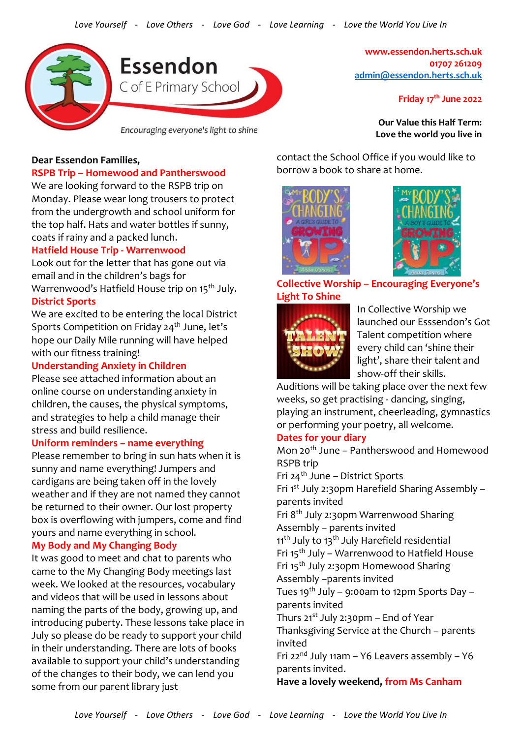# Essendon C of E Primary School

*Encouraging everyone's light to shine*

www.essendon.herts.sch.uk
01707 261209
admin@essendon.herts.sch.uk

**Friday 17th June 2022**

**Our Value this Half Term: Love the world you live in**

**Dear Essendon Families,**

## RSPB Trip – Homewood and Pantherswood

We are looking forward to the RSPB trip on Monday. Please wear long trousers to protect from the undergrowth and school uniform for the top half. Hats and water bottles if sunny, coats if rainy and a packed lunch.

## Hatfield House Trip - Warrenwood

Look out for the letter that has gone out via email and in the children's bags for Warrenwood's Hatfield House trip on 15th July.

## District Sports

We are excited to be entering the local District Sports Competition on Friday 24th June, let's hope our Daily Mile running will have helped with our fitness training!

## Understanding Anxiety in Children

Please see attached information about an online course on understanding anxiety in children, the causes, the physical symptoms, and strategies to help a child manage their stress and build resilience.

## Uniform reminders – name everything

Please remember to bring in sun hats when it is sunny and name everything! Jumpers and cardigans are being taken off in the lovely weather and if they are not named they cannot be returned to their owner. Our lost property box is overflowing with jumpers, come and find yours and name everything in school.

## My Body and My Changing Body

It was good to meet and chat to parents who came to the My Changing Body meetings last week. We looked at the resources, vocabulary and videos that will be used in lessons about naming the parts of the body, growing up, and introducing puberty. These lessons take place in July so please do be ready to support your child in their understanding. There are lots of books available to support your child's understanding of the changes to their body, we can lend you some from our parent library just contact the School Office if you would like to borrow a book to share at home.

## Collective Worship – Encouraging Everyone's Light To Shine

In Collective Worship we launched our Esssendon's Got Talent competition where every child can 'shine their light', share their talent and show-off their skills. Auditions will be taking place over the next few weeks, so get practising - dancing, singing, playing an instrument, cheerleading, gymnastics or performing your poetry, all welcome.

## Dates for your diary

Mon 20th June – Pantherswood and Homewood RSPB trip
Fri 24th June – District Sports
Fri 1st July 2:30pm Harefield Sharing Assembly – parents invited
Fri 8th July 2:30pm Warrenwood Sharing Assembly – parents invited
11th July to 13th July Harefield residential
Fri 15th July – Warrenwood to Hatfield House
Fri 15th July 2:30pm Homewood Sharing Assembly –parents invited
Tues 19th July – 9:00am to 12pm Sports Day – parents invited
Thurs 21st July 2:30pm – End of Year Thanksgiving Service at the Church – parents invited
Fri 22nd July 11am – Y6 Leavers assembly – Y6 parents invited.

**Have a lovely weekend, from Ms Canham**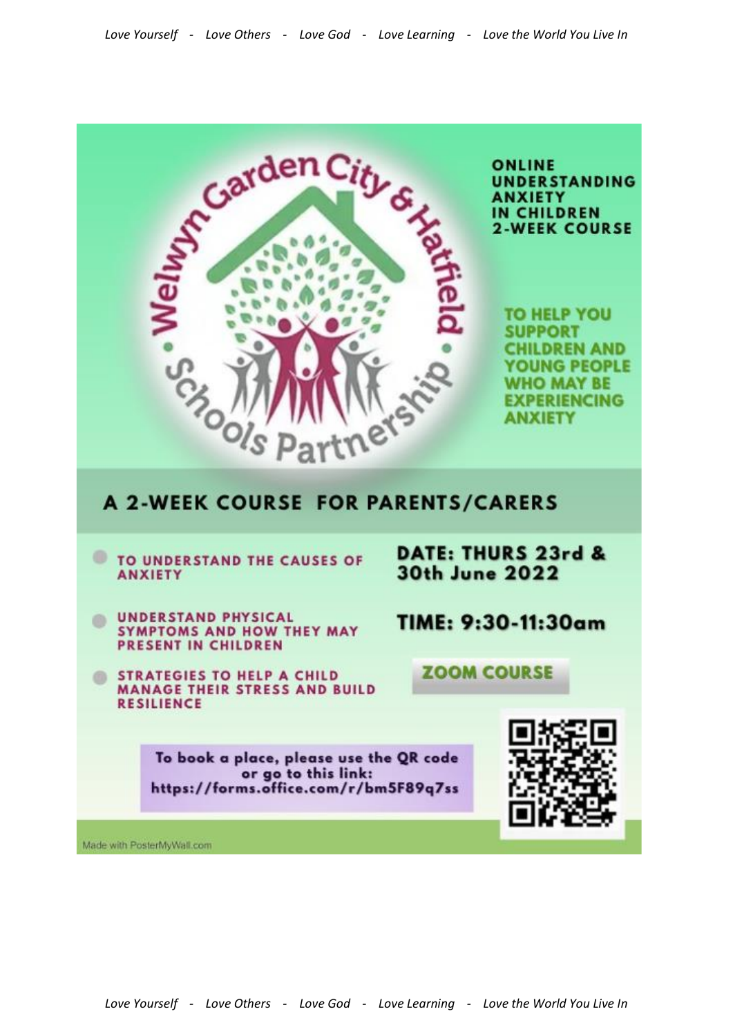Welwyn Garden City & Hatfield Schools Partnership

**ONLINE UNDERSTANDING ANXIETY IN CHILDREN 2-WEEK COURSE**

**TO HELP YOU SUPPORT CHILDREN AND YOUNG PEOPLE WHO MAY BE EXPERIENCING ANXIETY**

## A 2-WEEK COURSE FOR PARENTS/CARERS

- **TO UNDERSTAND THE CAUSES OF ANXIETY**
- **UNDERSTAND PHYSICAL SYMPTOMS AND HOW THEY MAY PRESENT IN CHILDREN**
- **STRATEGIES TO HELP A CHILD MANAGE THEIR STRESS AND BUILD RESILIENCE**

**DATE: THURS 23rd & 30th June 2022**

**TIME: 9:30-11:30am**

**ZOOM COURSE**

**To book a place, please use the QR code or go to this link: https://forms.office.com/r/bm5F89q7ss**

Made with PosterMyWall.com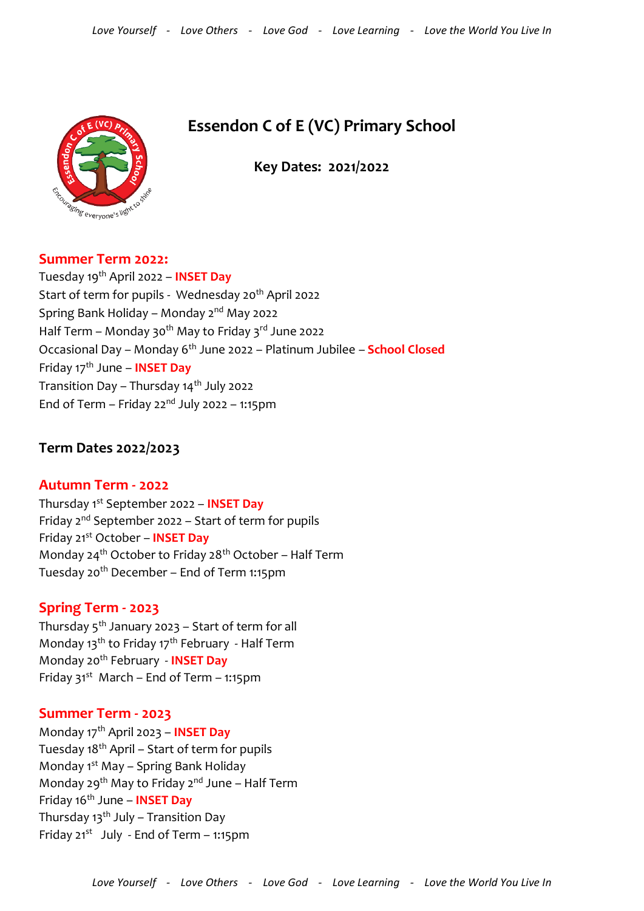# Essendon C of E (VC) Primary School

**Key Dates: 2021/2022**

## Summer Term 2022:

Tuesday 19th April 2022 – **INSET Day**
Start of term for pupils - Wednesday 20th April 2022
Spring Bank Holiday – Monday 2nd May 2022
Half Term – Monday 30th May to Friday 3rd June 2022
Occasional Day – Monday 6th June 2022 – Platinum Jubilee – **School Closed**
Friday 17th June – **INSET Day**
Transition Day – Thursday 14th July 2022
End of Term – Friday 22nd July 2022 – 1:15pm

## Term Dates 2022/2023

### Autumn Term - 2022

Thursday 1st September 2022 – **INSET Day**
Friday 2nd September 2022 – Start of term for pupils
Friday 21st October – **INSET Day**
Monday 24th October to Friday 28th October – Half Term
Tuesday 20th December – End of Term 1:15pm

### Spring Term - 2023

Thursday 5th January 2023 – Start of term for all
Monday 13th to Friday 17th February - Half Term
Monday 20th February - **INSET Day**
Friday 31st March – End of Term – 1:15pm

### Summer Term - 2023

Monday 17th April 2023 – **INSET Day**
Tuesday 18th April – Start of term for pupils
Monday 1st May – Spring Bank Holiday
Monday 29th May to Friday 2nd June – Half Term
Friday 16th June – **INSET Day**
Thursday 13th July – Transition Day
Friday 21st July - End of Term – 1:15pm